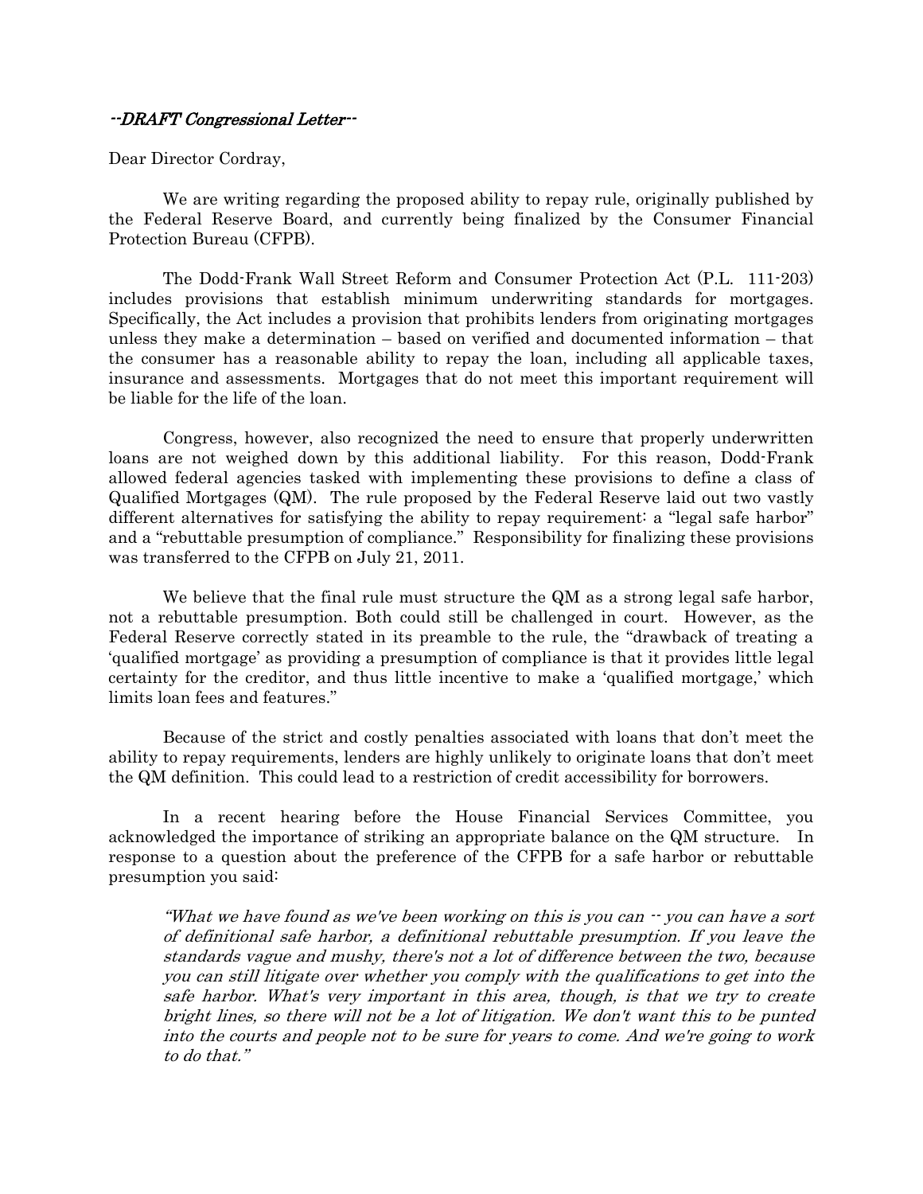*--DRAFT Congressional Letter--*

Dear Director Cordray,

We are writing regarding the proposed ability to repay rule, originally published by the Federal Reserve Board, and currently being finalized by the Consumer Financial Protection Bureau (CFPB).

The Dodd-Frank Wall Street Reform and Consumer Protection Act (P.L. 111-203) includes provisions that establish minimum underwriting standards for mortgages. Specifically, the Act includes a provision that prohibits lenders from originating mortgages unless they make a determination – based on verified and documented information – that the consumer has a reasonable ability to repay the loan, including all applicable taxes, insurance and assessments. Mortgages that do not meet this important requirement will be liable for the life of the loan.

Congress, however, also recognized the need to ensure that properly underwritten loans are not weighed down by this additional liability. For this reason, Dodd-Frank allowed federal agencies tasked with implementing these provisions to define a class of Qualified Mortgages (QM). The rule proposed by the Federal Reserve laid out two vastly different alternatives for satisfying the ability to repay requirement: a "legal safe harbor" and a "rebuttable presumption of compliance." Responsibility for finalizing these provisions was transferred to the CFPB on July 21, 2011.

We believe that the final rule must structure the QM as a strong legal safe harbor, not a rebuttable presumption. Both could still be challenged in court. However, as the Federal Reserve correctly stated in its preamble to the rule, the "drawback of treating a 'qualified mortgage' as providing a presumption of compliance is that it provides little legal certainty for the creditor, and thus little incentive to make a 'qualified mortgage,' which limits loan fees and features."

Because of the strict and costly penalties associated with loans that don't meet the ability to repay requirements, lenders are highly unlikely to originate loans that don't meet the QM definition. This could lead to a restriction of credit accessibility for borrowers.

In a recent hearing before the House Financial Services Committee, you acknowledged the importance of striking an appropriate balance on the QM structure. In response to a question about the preference of the CFPB for a safe harbor or rebuttable presumption you said:

> *"What we have found as we've been working on this is you can -- you can have a sort of definitional safe harbor, a definitional rebuttable presumption. If you leave the standards vague and mushy, there's not a lot of difference between the two, because you can still litigate over whether you comply with the qualifications to get into the safe harbor. What's very important in this area, though, is that we try to create bright lines, so there will not be a lot of litigation. We don't want this to be punted into the courts and people not to be sure for years to come. And we're going to work to do that."*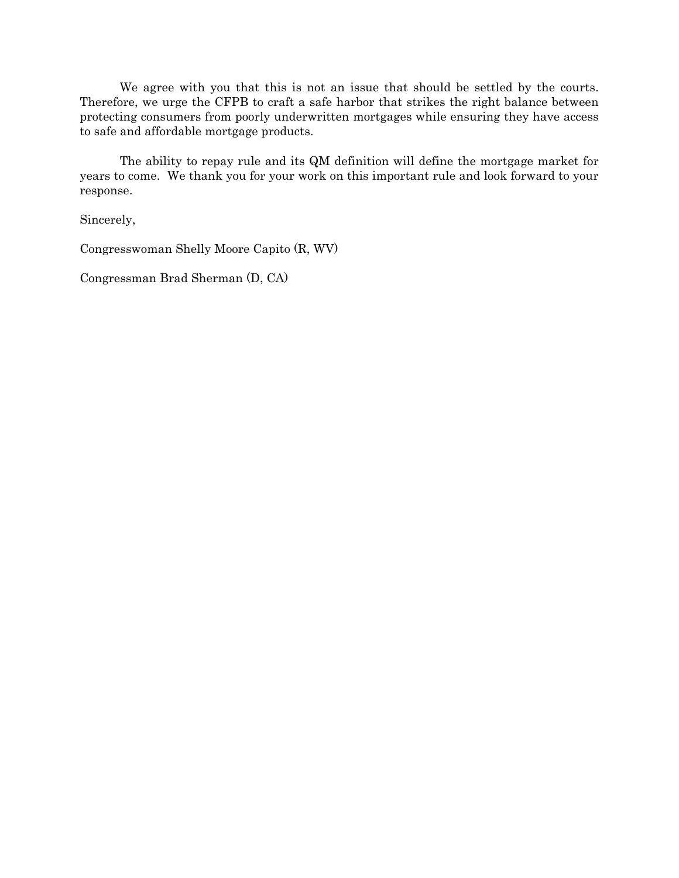We agree with you that this is not an issue that should be settled by the courts. Therefore, we urge the CFPB to craft a safe harbor that strikes the right balance between protecting consumers from poorly underwritten mortgages while ensuring they have access to safe and affordable mortgage products.

The ability to repay rule and its QM definition will define the mortgage market for years to come. We thank you for your work on this important rule and look forward to your response.

Sincerely,

Congresswoman Shelly Moore Capito (R, WV)

Congressman Brad Sherman (D, CA)